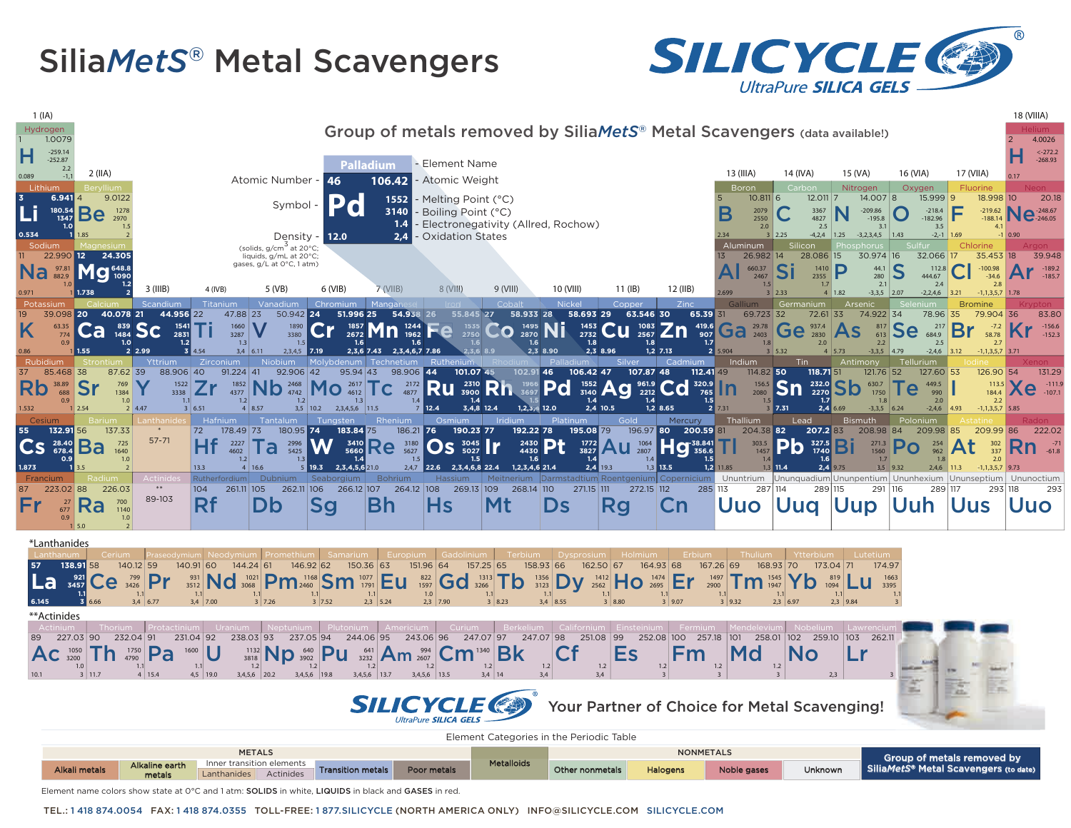# SiliaMetS® Metal Scavengers

**SILICYCLE®** UltraPure SILICA GELS

## Group of metals removed by SiliaMetS® Metal Scavengers (data available!)

**Legend (example: Palladium)**

| Field | Example |
|---|---|
| Element Name | Palladium |
| Atomic Number | 46 |
| Atomic Weight | 106.42 |
| Symbol | Pd |
| Melting Point (°C) | 1552 |
| Boiling Point (°C) | 3140 |
| Electronegativity (Allred, Rochow) | 1.4 |
| Density (solids, g/cm³ at 20°C; liquids, g/mL at 20°C; gases, g/L at 0°C, 1 atm) | 12.0 |
| Oxidation States | 2,4 |

### Main Table

| Group | Element Name | Atomic Number | Symbol | Atomic Weight | Melting Point (°C) | Boiling Point (°C) | Electronegativity | Density | Oxidation States |
|---|---|---|---|---|---|---|---|---|---|
| 1 (IA) | Hydrogen | 1 | H | 1.0079 | -259.14 | -252.87 | 2.2 | 0.089 | -1,1 |
| 18 (VIIIA) | Helium | 2 | H | 4.0026 | <-272.2 | -268.93 | | 0.17 | |
| 1 (IA) | Lithium | 3 | Li | 6.941 | 180.54 | 1347 | 1.0 | 0.534 | 1 |
| 2 (IIA) | Beryllium | 4 | Be | 9.0122 | 1278 | 2970 | 1.5 | 1.85 | 2 |
| 13 (IIIA) | Boron | 5 | B | 10.811 | 2079 | 2550 | 2.0 | 2.34 | 3 |
| 14 (IVA) | Carbon | 6 | C | 12.011 | 3367 | 4827 | 2.5 | 2.25 | -4,2,4 |
| 15 (VA) | Nitrogen | 7 | N | 14.007 | -209.86 | -195.8 | 3.1 | 1.25 | -3,2,3,4,5 |
| 16 (VIA) | Oxygen | 8 | O | 15.999 | -218.4 | -182.96 | 3.5 | 1.43 | -2,-1 |
| 17 (VIIA) | Fluorine | 9 | F | 18.998 | -219.62 | -188.14 | 4.1 | 1.69 | -1 |
| 18 (VIIIA) | Neon | 10 | Ne | 20.18 | -248.67 | -246.05 | | 0.90 | |
| 1 (IA) | Sodium | 11 | Na | 22.990 | 97.81 | 882.9 | 1.0 | 0.971 | 1 |
| 2 (IIA) | Magnesium | 12 | Mg | 24.305 | 648.8 | 1090 | 1.2 | 1.738 | 2 |
| 13 (IIIA) | Aluminum | 13 | Al | 26.982 | 660.37 | 2467 | 1.5 | 2.699 | 3 |
| 14 (IVA) | Silicon | 14 | Si | 28.086 | 1410 | 2355 | 1.7 | 2.33 | 4 |
| 15 (VA) | Phosphorus | 15 | P | 30.974 | 44.1 | 280 | 2.1 | 1.82 | -3,5 |
| 16 (VIA) | Sulfur | 16 | S | 32.066 | 112.8 | 444.67 | 2.4 | 2.07 | -2,2,4,6 |
| 17 (VIIA) | Chlorine | 17 | Cl | 35.453 | -100.98 | -34.6 | 2.8 | 3.21 | -1,1,3,5,7 |
| 18 (VIIIA) | Argon | 18 | Ar | 39.948 | -189.2 | -185.7 | | 1.78 | |
| 1 (IA) | Potassium | 19 | K | 39.098 | 63.35 | 774 | 0.9 | 0.86 | 1 |
| 2 (IIA) | Calcium | 20 | Ca | 40.078 | 839 | 1484 | 1.0 | 1.55 | 2 |
| 3 (IIIB) | Scandium | 21 | Sc | 44.956 | 1541 | 2831 | 1.2 | 2.99 | 3 |
| 4 (IVB) | Titanium | 22 | Ti | 47.88 | 1660 | 3287 | 1.3 | 4.54 | 3,4 |
| 5 (VB) | Vanadium | 23 | V | 50.942 | 1890 | 3380 | 1.5 | 6.11 | 2,3,4,5 |
| 6 (VIB) | Chromium | 24 | Cr | 51.996 | 1857 | 2672 | 1.6 | 7.19 | 2,3,6 |
| 7 (VIIB) | Manganese | 25 | Mn | 54.938 | 1244 | 1962 | 1.6 | 7.43 | 2,3,4,6,7 |
| 8 (VIII) | Iron | 26 | Fe | 55.845 | 1535 | 2750 | 1.6 | 7.86 | 2,3,6 |
| 9 (VIII) | Cobalt | 27 | Co | 58.933 | 1495 | 2870 | 1.6 | 8.9 | 2,3 |
| 10 (VIII) | Nickel | 28 | Ni | 58.693 | 1453 | 2732 | 1.8 | 8.90 | 2,3 |
| 11 (IB) | Copper | 29 | Cu | 63.546 | 1083 | 2567 | 1.8 | 8.96 | 1,2 |
| 12 (IIB) | Zinc | 30 | Zn | 65.39 | 419.6 | 907 | 1.7 | 7.13 | 2 |
| 13 (IIIA) | Gallium | 31 | Ga | 69.723 | 29.78 | 2403 | 1.8 | 5.904 | 3 |
| 14 (IVA) | Germanium | 32 | Ge | 72.61 | 937.4 | 2830 | 2.0 | 5.32 | 4 |
| 15 (VA) | Arsenic | 33 | As | 74.922 | 817 | 613 | 2.2 | 5.73 | -3,3,5 |
| 16 (VIA) | Selenium | 34 | Se | 78.96 | 217 | 684.9 | 2.5 | 4.79 | -2,4,6 |
| 17 (VIIA) | Bromine | 35 | Br | 79.904 | -7.2 | 58.78 | 2.7 | 3.12 | -1,1,3,5,7 |
| 18 (VIIIA) | Krypton | 36 | Kr | 83.80 | -156.6 | -152.3 | | 3.71 | |
| 1 (IA) | Rubidium | 37 | Rb | 85.468 | 38.89 | 688 | 0.9 | 1.532 | 1 |
| 2 (IIA) | Strontium | 38 | Sr | 87.62 | 769 | 1384 | 1.0 | 2.54 | 2 |
| 3 (IIIB) | Yttrium | 39 | Y | 88.906 | 1522 | 3338 | 1.1 | 4.47 | 3 |
| 4 (IVB) | Zirconium | 40 | Zr | 91.224 | 1852 | 4377 | 1.2 | 6.51 | 4 |
| 5 (VB) | Niobium | 41 | Nb | 92.906 | 2468 | 4742 | 1.2 | 8.57 | 3,5 |
| 6 (VIB) | Molybdenum | 42 | Mo | 95.94 | 2617 | 4612 | 1.3 | 10.2 | 2,3,4,5,6 |
| 7 (VIIB) | Technetium | 43 | Tc | 98.906 | 2172 | 4877 | 1.4 | 11.5 | 7 |
| 8 (VIII) | Ruthenium | 44 | Ru | 101.07 | 2310 | 3900 | 1.4 | 12.4 | 3,4,8 |
| 9 (VIII) | Rhodium | 45 | Rh | 102.91 | 1966 | 3697 | 1.5 | 12.4 | 1,2,3,4 |
| 10 (VIII) | Palladium | 46 | Pd | 106.42 | 1552 | 3140 | 1.4 | 12.0 | 2,4 |
| 11 (IB) | Silver | 47 | Ag | 107.87 | 961.9 | 2212 | 1.4 | 10.5 | 1 |
| 12 (IIB) | Cadmium | 48 | Cd | 112.41 | 320.9 | 765 | 1.5 | 8.65 | 2 |
| 13 (IIIA) | Indium | 49 | In | 114.82 | 156.5 | 2080 | 1.5 | 7.31 | 3 |
| 14 (IVA) | Tin | 50 | Sn | 118.71 | 232.0 | 2270 | 1.7 | 7.31 | 2,4 |
| 15 (VA) | Antimony | 51 | Sb | 121.76 | 630.7 | 1750 | 1.8 | 6.69 | -3,3,5 |
| 16 (VIA) | Tellurium | 52 | Te | 127.60 | 449.5 | 990 | 2.0 | 6.24 | -2,4,6 |
| 17 (VIIA) | Iodine | 53 | I | 126.90 | 113.5 | 184.4 | 2.2 | 4.93 | -1,1,3,5,7 |
| 18 (VIIIA) | Xenon | 54 | Xe | 131.29 | -111.9 | -107.1 | | 5.85 | |
| 1 (IA) | Cesium | 55 | Cs | 132.91 | 28.40 | 678.4 | 0.9 | 1.873 | 1 |
| 2 (IIA) | Barium | 56 | Ba | 137.33 | 725 | 1640 | 1.0 | 3.5 | 2 |
| 3 (IIIB) | Lanthanides * | 57-71 | | | | | | | |
| 4 (IVB) | Hafnium | 72 | Hf | 178.49 | 2227 | 4602 | 1.2 | 13.3 | 4 |
| 5 (VB) | Tantalum | 73 | Ta | 180.95 | 2996 | 5425 | 1.3 | 16.6 | 5 |
| 6 (VIB) | Tungsten | 74 | W | 183.84 | 3410 | 5660 | 1.4 | 19.3 | 2,3,4,5,6 |
| 7 (VIIB) | Rhenium | 75 | Re | 186.21 | 3180 | 5627 | 1.5 | 21.0 | 2,4,7 |
| 8 (VIII) | Osmium | 76 | Os | 190.23 | 3045 | 5027 | 1.5 | 22.6 | 2,3,4,6,8 |
| 9 (VIII) | Iridium | 77 | Ir | 192.22 | 2430 | 4430 | 1.6 | 22.4 | 1,2,3,4,6 |
| 10 (VIII) | Platinum | 78 | Pt | 195.08 | 1772 | 3827 | 1.4 | 21.4 | 2,4 |
| 11 (IB) | Gold | 79 | Au | 196.97 | 1064 | 2807 | 1.4 | 19.3 | 1,3 |
| 12 (IIB) | Mercury | 80 | Hg | 200.59 | -38.841 | 356.6 | 1.5 | 13.5 | 1,2 |
| 13 (IIIA) | Thallium | 81 | Tl | 204.38 | 303.5 | 1457 | 1.4 | 11.85 | 1,3 |
| 14 (IVA) | Lead | 82 | Pb | 207.2 | 327.5 | 1740 | 1.6 | 11.4 | 2,4 |
| 15 (VA) | Bismuth | 83 | Bi | 208.98 | 271.3 | 1560 | 1.7 | 9.75 | 3,5 |
| 16 (VIA) | Polonium | 84 | Po | 209.98 | 254 | 962 | 1.8 | 9.32 | 2,4,6 |
| 17 (VIIA) | Astatine | 85 | At | 209.99 | 302 | 337 | 2.0 | 11.3 | -1,1,3,5,7 |
| 18 (VIIIA) | Radon | 86 | Rn | 222.02 | -71 | -61.8 | | 9.73 | |
| 1 (IA) | Francium | 87 | Fr | 223.02 | 27 | 677 | 0.9 | | 1 |
| 2 (IIA) | Radium | 88 | Ra | 226.03 | 700 | 1140 | 1.0 | 5.0 | 2 |
| 3 (IIIB) | Actinides ** | 89-103 | | | | | | | |
| 4 (IVB) | Rutherfordium | 104 | Rf | 261.11 | | | | | |
| 5 (VB) | Dubnium | 105 | Db | 262.11 | | | | | |
| 6 (VIB) | Seaborgium | 106 | Sg | 266.12 | | | | | |
| 7 (VIIB) | Bohrium | 107 | Bh | 264.12 | | | | | |
| 8 (VIII) | Hassium | 108 | Hs | 269.13 | | | | | |
| 9 (VIII) | Meitnerium | 109 | Mt | 268.14 | | | | | |
| 10 (VIII) | Darmstadtium | 110 | Ds | 271.15 | | | | | |
| 11 (IB) | Roentgenium | 111 | Rg | 272.15 | | | | | |
| 12 (IIB) | Copernicium | 112 | Cn | 285 | | | | | |
| 13 (IIIA) | Ununtrium | 113 | Uuo | 287 | | | | | |
| 14 (IVA) | Ununquadium | 114 | Uuq | 289 | | | | | |
| 15 (VA) | Ununpentium | 115 | Uup | 291 | | | | | |
| 16 (VIA) | Ununhexium | 116 | Uuh | 289 | | | | | |
| 17 (VIIA) | Ununseptium | 117 | Uus | 293 | | | | | |
| 18 (VIIIA) | Ununoctium | 118 | Uuo | 293 | | | | | |

### *Lanthanides

| Element Name | Atomic Number | Symbol | Atomic Weight | Melting Point (°C) | Boiling Point (°C) | Electronegativity | Density | Oxidation States |
|---|---|---|---|---|---|---|---|---|
| Lanthanum | 57 | La | 138.91 | 921 | 3457 | 1.1 | 6.145 | 3 |
| Cerium | 58 | Ce | 140.12 | 799 | 3426 | 1.1 | 6.66 | 3,4 |
| Praseodymium | 59 | Pr | 140.91 | 931 | 3512 | 1.1 | 6.77 | 3,4 |
| Neodymium | 60 | Nd | 144.24 | 1021 | 3068 | 1.1 | 7.00 | 3 |
| Promethium | 61 | Pm | 146.92 | 1168 | 2460 | 1.1 | 7.26 | 3 |
| Samarium | 62 | Sm | 150.36 | 1077 | 1791 | 1.1 | 7.52 | 2,3 |
| Europium | 63 | Eu | 151.96 | 822 | 1597 | 1.0 | 5.24 | 2,3 |
| Gadolinium | 64 | Gd | 157.25 | 1313 | 3266 | 1.1 | 7.90 | 3 |
| Terbium | 65 | Tb | 158.93 | 1356 | 3123 | 1.1 | 8.23 | 3,4 |
| Dysprosium | 66 | Dy | 162.50 | 1412 | 2562 | 1.1 | 8.55 | 3 |
| Holmium | 67 | Ho | 164.93 | 1474 | 2695 | 1.1 | 8.80 | 3 |
| Erbium | 68 | Er | 167.26 | 1497 | 2900 | 1.1 | 9.07 | 3 |
| Thulium | 69 | Tm | 168.93 | 1545 | 1947 | 1.1 | 9.32 | 2,3 |
| Ytterbium | 70 | Yb | 173.04 | 819 | 1094 | 1.1 | 6.97 | 2,3 |
| Lutetium | 71 | Lu | 174.97 | 1663 | 3395 | 1.1 | 9.84 | 3 |

### **Actinides

| Element Name | Atomic Number | Symbol | Atomic Weight | Melting Point (°C) | Boiling Point (°C) | Electronegativity | Density | Oxidation States |
|---|---|---|---|---|---|---|---|---|
| Actinium | 89 | Ac | 227.03 | 1050 | 3200 | 1.0 | 10.1 | 3 |
| Thorium | 90 | Th | 232.04 | 1750 | 4790 | 1.1 | 11.7 | 4 |
| Protactinium | 91 | Pa | 231.04 | 1600 | | 1.1 | 15.4 | 4,5 |
| Uranium | 92 | U | 238.03 | 1132 | 3818 | 1.2 | 19.0 | 3,4,5,6 |
| Neptunium | 93 | Np | 237.05 | 640 | 3902 | 1.2 | 20.2 | 3,4,5,6 |
| Plutonium | 94 | Pu | 244.06 | 641 | 3232 | 1.2 | 19.8 | 3,4,5,6 |
| Americium | 95 | Am | 243.06 | 994 | 2607 | 1.2 | 13.7 | 3,4,5,6 |
| Curium | 96 | Cm | 247.07 | 1340 | | 1.2 | 13.5 | 3,4 |
| Berkelium | 97 | Bk | 247.07 | | | 1.2 | 14 | 3,4 |
| Californium | 98 | Cf | 251.08 | | | 1.2 | | 3,4 |
| Einsteinium | 99 | Es | 252.08 | | | 1.2 | | 3 |
| Fermium | 100 | Fm | 257.18 | | | 1.2 | | 3 |
| Mendelevium | 101 | Md | 258.01 | | | 1.2 | | 3 |
| Nobelium | 102 | No | 259.10 | | | | | 2,3 |
| Lawrencium | 103 | Lr | 262.11 | | | | | 3 |

**SILICYCLE®** UltraPure SILICA GELS — Your Partner of Choice for Metal Scavenging!

### Element Categories in the Periodic Table

| METALS | | | | | | NONMETALS | | | | |
|---|---|---|---|---|---|---|---|---|---|---|
| Alkali metals | Alkaline earth metals | Inner transition elements: Lanthanides | Inner transition elements: Actinides | Transition metals | Poor metals | Metalloids | Other nonmetals | Halogens | Noble gases | Unknown |

**Group of metals removed by SiliaMetS® Metal Scavengers (to date)**

Element name colors show state at 0°C and 1 atm: **SOLIDS** in white, **LIQUIDS** in black and **GASES** in red.

TEL.: 1 418 874.0054 FAX: 1 418 874.0355 TOLL-FREE: 1 877.SILICYCLE (NORTH AMERICA ONLY) INFO@SILICYCLE.COM SILICYCLE.COM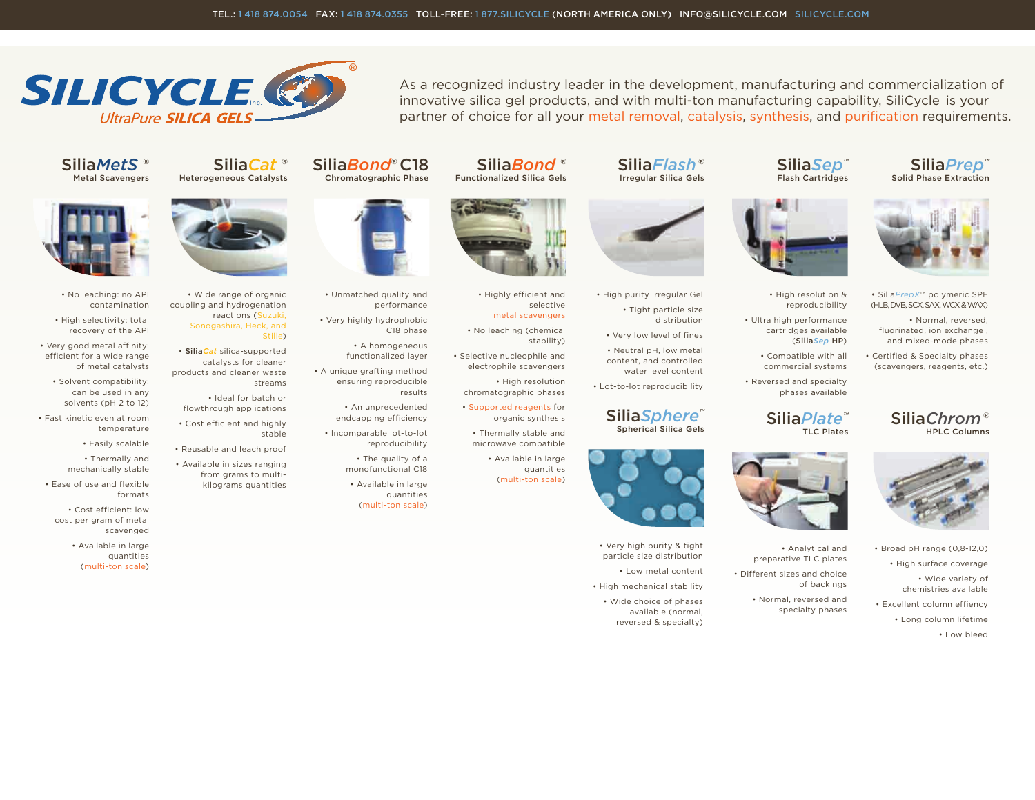TEL.: 1 418 874.0054 FAX: 1 418 874.0355 TOLL-FREE: 1 877.SILICYCLE (NORTH AMERICA ONLY) INFO@SILICYCLE.COM SILICYCLE.COM

SILICYCLE Inc.® UltraPure SILICA GELS

As a recognized industry leader in the development, manufacturing and commercialization of innovative silica gel products, and with multi-ton manufacturing capability, SiliCycle is your partner of choice for all your metal removal, catalysis, synthesis, and purification requirements.

## SiliaMetS®
**Metal Scavengers**

- No leaching: no API contamination
- High selectivity: total recovery of the API
- Very good metal affinity: efficient for a wide range of metal catalysts
- Solvent compatibility: can be used in any solvents (pH 2 to 12)
- Fast kinetic even at room temperature
- Easily scalable
- Thermally and mechanically stable
- Ease of use and flexible formats
- Cost efficient: low cost per gram of metal scavenged
- Available in large quantities (multi-ton scale)

## SiliaCat®
**Heterogeneous Catalysts**

- Wide range of organic coupling and hydrogenation reactions (Suzuki, Sonogashira, Heck, and Stille)
- **SiliaCat** silica-supported catalysts for cleaner products and cleaner waste streams
- Ideal for batch or flowthrough applications
- Cost efficient and highly stable
- Reusable and leach proof
- Available in sizes ranging from grams to multi-kilograms quantities

## SiliaBond® C18
**Chromatographic Phase**

- Unmatched quality and performance
- Very highly hydrophobic C18 phase
- A homogeneous functionalized layer
- A unique grafting method ensuring reproducible results
- An unprecedented endcapping efficiency
- Incomparable lot-to-lot reproducibility
- The quality of a monofunctional C18
- Available in large quantities (multi-ton scale)

## SiliaBond®
**Functionalized Silica Gels**

- Highly efficient and selective metal scavengers
- No leaching (chemical stability)
- Selective nucleophile and electrophile scavengers
- High resolution chromatographic phases
- Supported reagents for organic synthesis
- Thermally stable and microwave compatible
- Available in large quantities (multi-ton scale)

## SiliaFlash®
**Irregular Silica Gels**

- High purity irregular Gel
- Tight particle size distribution
- Very low level of fines
- Neutral pH, low metal content, and controlled water level content
- Lot-to-lot reproducibility

## SiliaSep™
**Flash Cartridges**

- High resolution & reproducibility
- Ultra high performance cartridges available (**SiliaSep HP**)
- Compatible with all commercial systems
- Reversed and specialty phases available

## SiliaPrep™
**Solid Phase Extraction**

- SiliaPrepX™ polymeric SPE (HLB, DVB, SCX, SAX, WCX & WAX)
- Normal, reversed, fluorinated, ion exchange , and mixed-mode phases
- Certified & Specialty phases (scavengers, reagents, etc.)

## SiliaSphere™
**Spherical Silica Gels**

- Very high purity & tight particle size distribution
- Low metal content
- High mechanical stability
- Wide choice of phases available (normal, reversed & specialty)

## SiliaPlate™
**TLC Plates**

- Analytical and preparative TLC plates
- Different sizes and choice of backings
- Normal, reversed and specialty phases

## SiliaChrom®
**HPLC Columns**

- Broad pH range (0,8-12,0)
- High surface coverage
- Wide variety of chemistries available
- Excellent column effiency
- Long column lifetime
- Low bleed